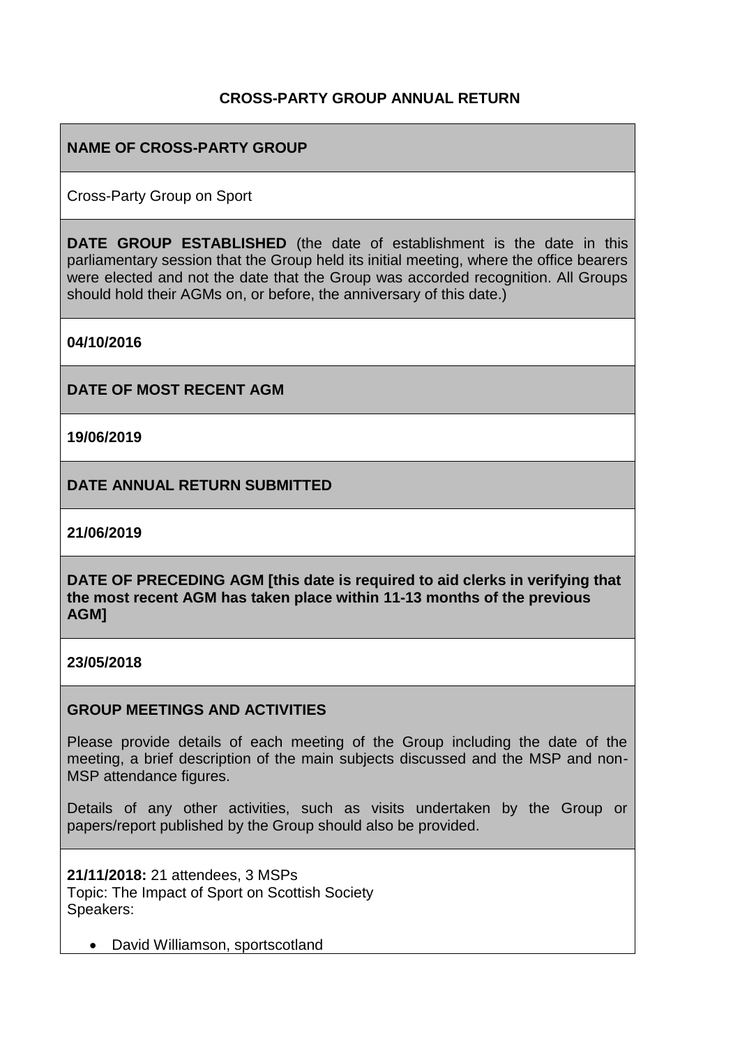# CROSS-PARTY GROUP ANNUAL RETURN

**NAME OF CROSS-PARTY GROUP**

Cross-Party Group on Sport

**DATE GROUP ESTABLISHED** (the date of establishment is the date in this parliamentary session that the Group held its initial meeting, where the office bearers were elected and not the date that the Group was accorded recognition. All Groups should hold their AGMs on, or before, the anniversary of this date.)

**04/10/2016**

**DATE OF MOST RECENT AGM**

**19/06/2019**

**DATE ANNUAL RETURN SUBMITTED**

**21/06/2019**

**DATE OF PRECEDING AGM [this date is required to aid clerks in verifying that the most recent AGM has taken place within 11-13 months of the previous AGM]**

**23/05/2018**

**GROUP MEETINGS AND ACTIVITIES**

Please provide details of each meeting of the Group including the date of the meeting, a brief description of the main subjects discussed and the MSP and non-MSP attendance figures.

Details of any other activities, such as visits undertaken by the Group or papers/report published by the Group should also be provided.

**21/11/2018:** 21 attendees, 3 MSPs
Topic: The Impact of Sport on Scottish Society
Speakers:

- David Williamson, sportscotland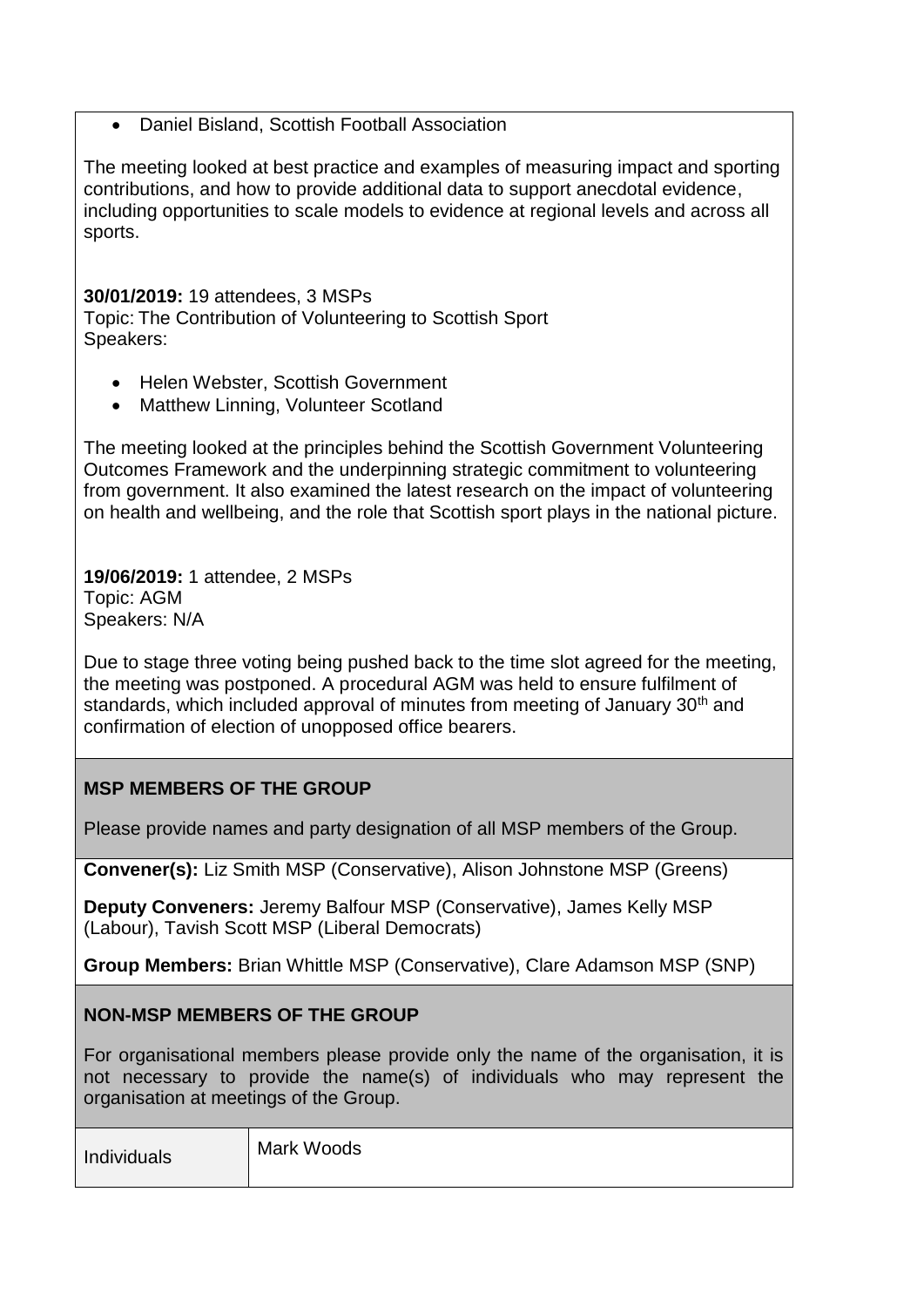- Daniel Bisland, Scottish Football Association

The meeting looked at best practice and examples of measuring impact and sporting contributions, and how to provide additional data to support anecdotal evidence, including opportunities to scale models to evidence at regional levels and across all sports.

**30/01/2019:** 19 attendees, 3 MSPs
Topic: The Contribution of Volunteering to Scottish Sport
Speakers:

- Helen Webster, Scottish Government
- Matthew Linning, Volunteer Scotland

The meeting looked at the principles behind the Scottish Government Volunteering Outcomes Framework and the underpinning strategic commitment to volunteering from government. It also examined the latest research on the impact of volunteering on health and wellbeing, and the role that Scottish sport plays in the national picture.

**19/06/2019:** 1 attendee, 2 MSPs
Topic: AGM
Speakers: N/A

Due to stage three voting being pushed back to the time slot agreed for the meeting, the meeting was postponed. A procedural AGM was held to ensure fulfilment of standards, which included approval of minutes from meeting of January 30th and confirmation of election of unopposed office bearers.

## MSP MEMBERS OF THE GROUP

Please provide names and party designation of all MSP members of the Group.

**Convener(s):** Liz Smith MSP (Conservative), Alison Johnstone MSP (Greens)

**Deputy Conveners:** Jeremy Balfour MSP (Conservative), James Kelly MSP (Labour), Tavish Scott MSP (Liberal Democrats)

**Group Members:** Brian Whittle MSP (Conservative), Clare Adamson MSP (SNP)

## NON-MSP MEMBERS OF THE GROUP

For organisational members please provide only the name of the organisation, it is not necessary to provide the name(s) of individuals who may represent the organisation at meetings of the Group.

| | |
|---|---|
| Individuals | Mark Woods |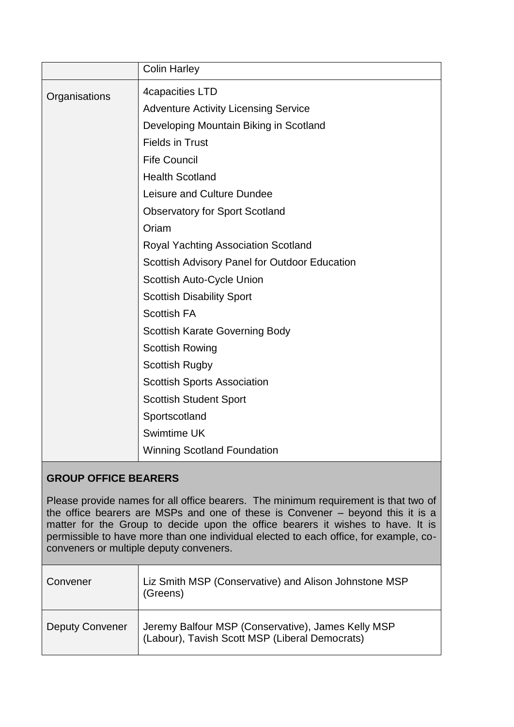| | |
|---|---|
| | Colin Harley |
| Organisations | 4capacities LTD<br>Adventure Activity Licensing Service<br>Developing Mountain Biking in Scotland<br>Fields in Trust<br>Fife Council<br>Health Scotland<br>Leisure and Culture Dundee<br>Observatory for Sport Scotland<br>Oriam<br>Royal Yachting Association Scotland<br>Scottish Advisory Panel for Outdoor Education<br>Scottish Auto-Cycle Union<br>Scottish Disability Sport<br>Scottish FA<br>Scottish Karate Governing Body<br>Scottish Rowing<br>Scottish Rugby<br>Scottish Sports Association<br>Scottish Student Sport<br>Sportscotland<br>Swimtime UK<br>Winning Scotland Foundation |

**GROUP OFFICE BEARERS**

Please provide names for all office bearers. The minimum requirement is that two of the office bearers are MSPs and one of these is Convener – beyond this it is a matter for the Group to decide upon the office bearers it wishes to have. It is permissible to have more than one individual elected to each office, for example, co-conveners or multiple deputy conveners.

| | |
|---|---|
| Convener | Liz Smith MSP (Conservative) and Alison Johnstone MSP (Greens) |
| Deputy Convener | Jeremy Balfour MSP (Conservative), James Kelly MSP (Labour), Tavish Scott MSP (Liberal Democrats) |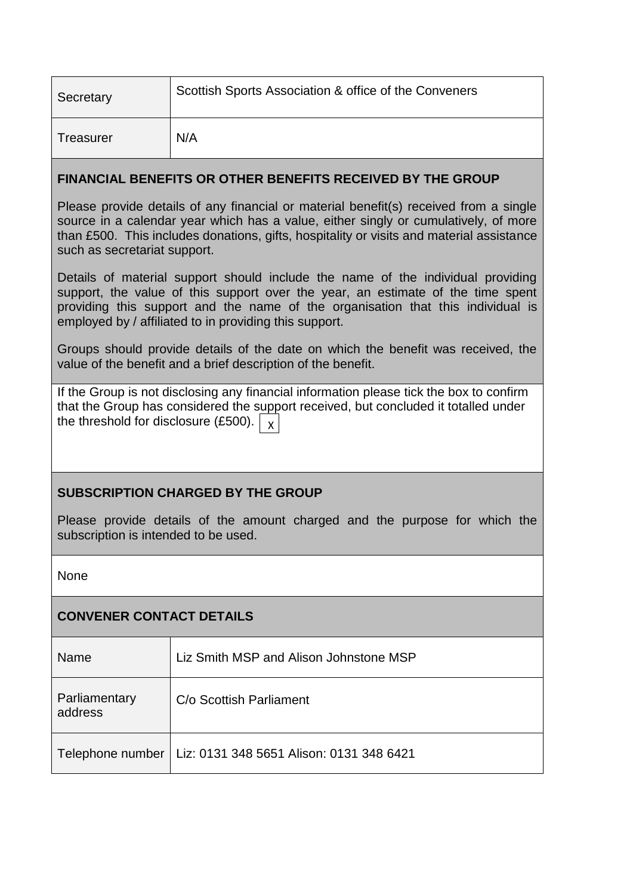| | |
|---|---|
| Secretary | Scottish Sports Association & office of the Conveners |
| Treasurer | N/A |

**FINANCIAL BENEFITS OR OTHER BENEFITS RECEIVED BY THE GROUP**

Please provide details of any financial or material benefit(s) received from a single source in a calendar year which has a value, either singly or cumulatively, of more than £500. This includes donations, gifts, hospitality or visits and material assistance such as secretariat support.

Details of material support should include the name of the individual providing support, the value of this support over the year, an estimate of the time spent providing this support and the name of the organisation that this individual is employed by / affiliated to in providing this support.

Groups should provide details of the date on which the benefit was received, the value of the benefit and a brief description of the benefit.

If the Group is not disclosing any financial information please tick the box to confirm that the Group has considered the support received, but concluded it totalled under the threshold for disclosure (£500). [x]

**SUBSCRIPTION CHARGED BY THE GROUP**

Please provide details of the amount charged and the purpose for which the subscription is intended to be used.

None

**CONVENER CONTACT DETAILS**

| | |
|---|---|
| Name | Liz Smith MSP and Alison Johnstone MSP |
| Parliamentary address | C/o Scottish Parliament |
| Telephone number | Liz: 0131 348 5651 Alison: 0131 348 6421 |